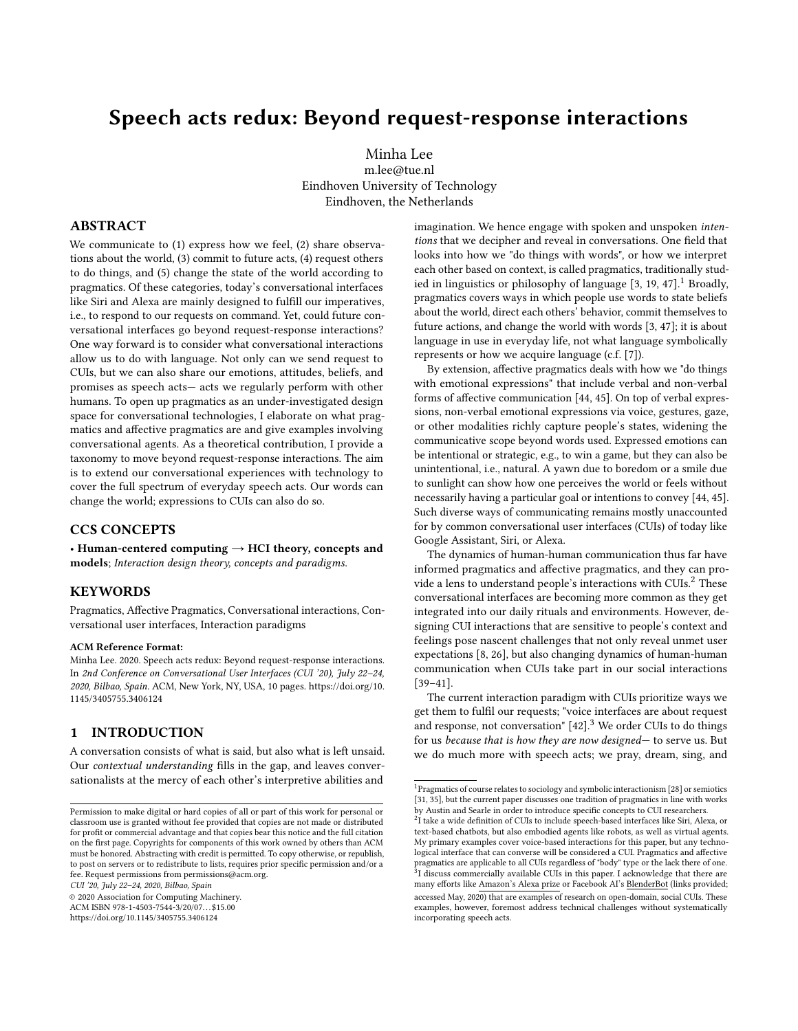# Speech acts redux: Beyond request-response interactions

Minha Lee
m.lee@tue.nl
Eindhoven University of Technology
Eindhoven, the Netherlands

## ABSTRACT

We communicate to (1) express how we feel, (2) share observations about the world, (3) commit to future acts, (4) request others to do things, and (5) change the state of the world according to pragmatics. Of these categories, today's conversational interfaces like Siri and Alexa are mainly designed to fulfill our imperatives, i.e., to respond to our requests on command. Yet, could future conversational interfaces go beyond request-response interactions? One way forward is to consider what conversational interactions allow us to do with language. Not only can we send request to CUIs, but we can also share our emotions, attitudes, beliefs, and promises as speech acts— acts we regularly perform with other humans. To open up pragmatics as an under-investigated design space for conversational technologies, I elaborate on what pragmatics and affective pragmatics are and give examples involving conversational agents. As a theoretical contribution, I provide a taxonomy to move beyond request-response interactions. The aim is to extend our conversational experiences with technology to cover the full spectrum of everyday speech acts. Our words can change the world; expressions to CUIs can also do so.

## CCS CONCEPTS

• **Human-centered computing → HCI theory, concepts and models**; *Interaction design theory, concepts and paradigms.*

## KEYWORDS

Pragmatics, Affective Pragmatics, Conversational interactions, Conversational user interfaces, Interaction paradigms

**ACM Reference Format:**
Minha Lee. 2020. Speech acts redux: Beyond request-response interactions. In *2nd Conference on Conversational User Interfaces (CUI '20), July 22–24, 2020, Bilbao, Spain.* ACM, New York, NY, USA, 10 pages. https://doi.org/10.1145/3405755.3406124

## 1 INTRODUCTION

A conversation consists of what is said, but also what is left unsaid. Our *contextual understanding* fills in the gap, and leaves conversationalists at the mercy of each other's interpretive abilities and imagination. We hence engage with spoken and unspoken *intentions* that we decipher and reveal in conversations. One field that looks into how we "do things with words", or how we interpret each other based on context, is called pragmatics, traditionally studied in linguistics or philosophy of language [3, 19, 47].[1] Broadly, pragmatics covers ways in which people use words to state beliefs about the world, direct each others' behavior, commit themselves to future actions, and change the world with words [3, 47]; it is about language in use in everyday life, not what language symbolically represents or how we acquire language (c.f. [7]).

By extension, affective pragmatics deals with how we "do things with emotional expressions" that include verbal and non-verbal forms of affective communication [44, 45]. On top of verbal expressions, non-verbal emotional expressions via voice, gestures, gaze, or other modalities richly capture people's states, widening the communicative scope beyond words used. Expressed emotions can be intentional or strategic, e.g., to win a game, but they can also be unintentional, i.e., natural. A yawn due to boredom or a smile due to sunlight can show how one perceives the world or feels without necessarily having a particular goal or intentions to convey [44, 45]. Such diverse ways of communicating remains mostly unaccounted for by common conversational user interfaces (CUIs) of today like Google Assistant, Siri, or Alexa.

The dynamics of human-human communication thus far have informed pragmatics and affective pragmatics, and they can provide a lens to understand people's interactions with CUIs.[2] These conversational interfaces are becoming more common as they get integrated into our daily rituals and environments. However, designing CUI interactions that are sensitive to people's context and feelings pose nascent challenges that not only reveal unmet user expectations [8, 26], but also changing dynamics of human-human communication when CUIs take part in our social interactions [39–41].

The current interaction paradigm with CUIs prioritize ways we get them to fulfil our requests; "voice interfaces are about request and response, not conversation" [42].[3] We order CUIs to do things for us *because that is how they are now designed*— to serve us. But we do much more with speech acts; we pray, dream, sing, and

---

[1] Pragmatics of course relates to sociology and symbolic interactionism [28] or semiotics [31, 35], but the current paper discusses one tradition of pragmatics in line with works by Austin and Searle in order to introduce specific concepts to CUI researchers.

[2] I take a wide definition of CUIs to include speech-based interfaces like Siri, Alexa, or text-based chatbots, but also embodied agents like robots, as well as virtual agents. My primary examples cover voice-based interactions for this paper, but any technological interface that can converse will be considered a CUI. Pragmatics and affective pragmatics are applicable to all CUIs regardless of "body" type or the lack there of one.

[3] I discuss commercially available CUIs in this paper. I acknowledge that there are many efforts like Amazon's Alexa prize or Facebook AI's BlenderBot (links provided; accessed May, 2020) that are examples of research on open-domain, social CUIs. These examples, however, foremost address technical challenges without systematically incorporating speech acts.

---

Permission to make digital or hard copies of all or part of this work for personal or classroom use is granted without fee provided that copies are not made or distributed for profit or commercial advantage and that copies bear this notice and the full citation on the first page. Copyrights for components of this work owned by others than ACM must be honored. Abstracting with credit is permitted. To copy otherwise, or republish, to post on servers or to redistribute to lists, requires prior specific permission and/or a fee. Request permissions from permissions@acm.org.

*CUI '20, July 22–24, 2020, Bilbao, Spain*

© 2020 Association for Computing Machinery.
ACM ISBN 978-1-4503-7544-3/20/07…$15.00
https://doi.org/10.1145/3405755.3406124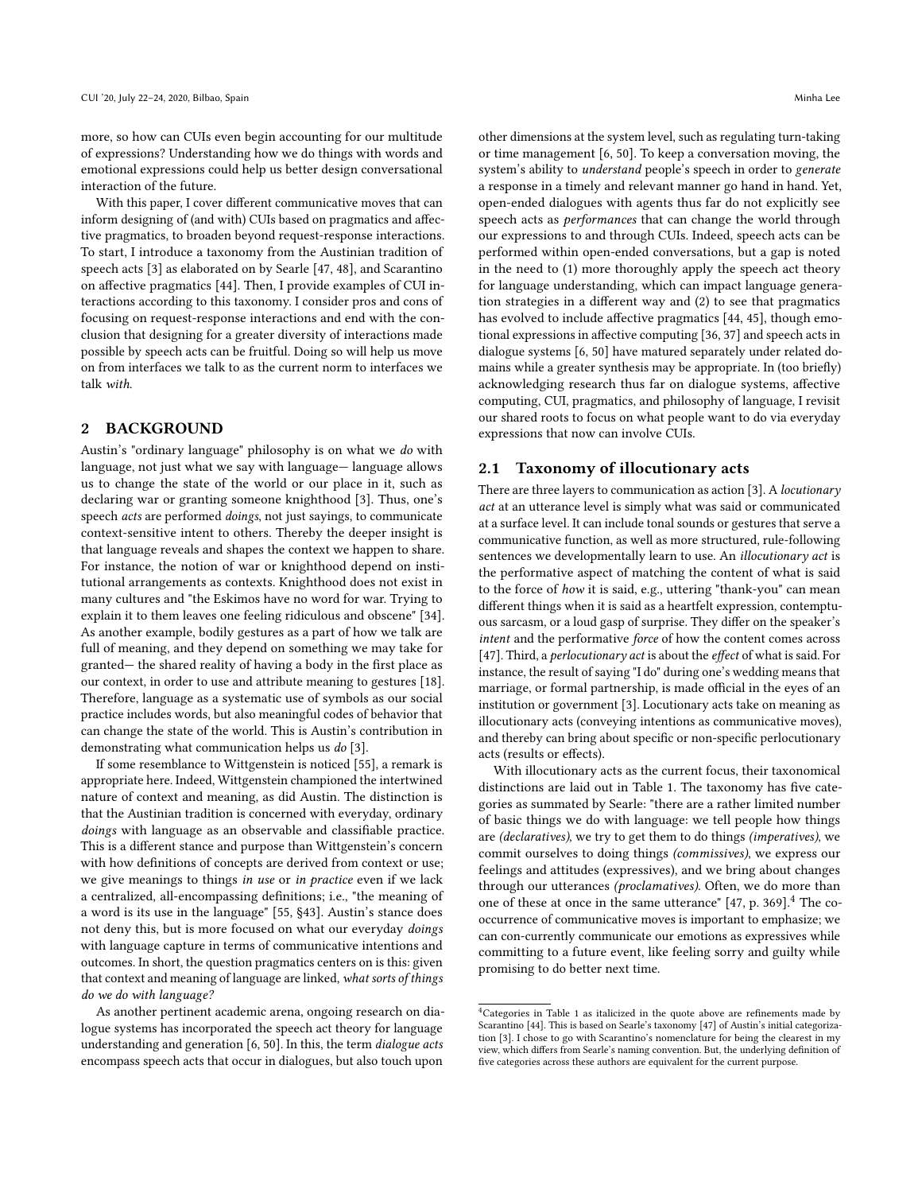more, so how can CUIs even begin accounting for our multitude of expressions? Understanding how we do things with words and emotional expressions could help us better design conversational interaction of the future.

With this paper, I cover different communicative moves that can inform designing of (and with) CUIs based on pragmatics and affective pragmatics, to broaden beyond request-response interactions. To start, I introduce a taxonomy from the Austinian tradition of speech acts [3] as elaborated on by Searle [47, 48], and Scarantino on affective pragmatics [44]. Then, I provide examples of CUI interactions according to this taxonomy. I consider pros and cons of focusing on request-response interactions and end with the conclusion that designing for a greater diversity of interactions made possible by speech acts can be fruitful. Doing so will help us move on from interfaces we talk to as the current norm to interfaces we talk *with*.

## 2 BACKGROUND

Austin's "ordinary language" philosophy is on what we *do* with language, not just what we say with language— language allows us to change the state of the world or our place in it, such as declaring war or granting someone knighthood [3]. Thus, one's speech *acts* are performed *doings*, not just sayings, to communicate context-sensitive intent to others. Thereby the deeper insight is that language reveals and shapes the context we happen to share. For instance, the notion of war or knighthood depend on institutional arrangements as contexts. Knighthood does not exist in many cultures and "the Eskimos have no word for war. Trying to explain it to them leaves one feeling ridiculous and obscene" [34]. As another example, bodily gestures as a part of how we talk are full of meaning, and they depend on something we may take for granted— the shared reality of having a body in the first place as our context, in order to use and attribute meaning to gestures [18]. Therefore, language as a systematic use of symbols as our social practice includes words, but also meaningful codes of behavior that can change the state of the world. This is Austin's contribution in demonstrating what communication helps us *do* [3].

If some resemblance to Wittgenstein is noticed [55], a remark is appropriate here. Indeed, Wittgenstein championed the intertwined nature of context and meaning, as did Austin. The distinction is that the Austinian tradition is concerned with everyday, ordinary *doings* with language as an observable and classifiable practice. This is a different stance and purpose than Wittgenstein's concern with how definitions of concepts are derived from context or use; we give meanings to things *in use* or *in practice* even if we lack a centralized, all-encompassing definitions; i.e., "the meaning of a word is its use in the language" [55, §43]. Austin's stance does not deny this, but is more focused on what our everyday *doings* with language capture in terms of communicative intentions and outcomes. In short, the question pragmatics centers on is this: given that context and meaning of language are linked, *what sorts of things do we do with language?*

As another pertinent academic arena, ongoing research on dialogue systems has incorporated the speech act theory for language understanding and generation [6, 50]. In this, the term *dialogue acts* encompass speech acts that occur in dialogues, but also touch upon other dimensions at the system level, such as regulating turn-taking or time management [6, 50]. To keep a conversation moving, the system's ability to *understand* people's speech in order to *generate* a response in a timely and relevant manner go hand in hand. Yet, open-ended dialogues with agents thus far do not explicitly see speech acts as *performances* that can change the world through our expressions to and through CUIs. Indeed, speech acts can be performed within open-ended conversations, but a gap is noted in the need to (1) more thoroughly apply the speech act theory for language understanding, which can impact language generation strategies in a different way and (2) to see that pragmatics has evolved to include affective pragmatics [44, 45], though emotional expressions in affective computing [36, 37] and speech acts in dialogue systems [6, 50] have matured separately under related domains while a greater synthesis may be appropriate. In (too briefly) acknowledging research thus far on dialogue systems, affective computing, CUI, pragmatics, and philosophy of language, I revisit our shared roots to focus on what people want to do via everyday expressions that now can involve CUIs.

### 2.1 Taxonomy of illocutionary acts

There are three layers to communication as action [3]. A *locutionary act* at an utterance level is simply what was said or communicated at a surface level. It can include tonal sounds or gestures that serve a communicative function, as well as more structured, rule-following sentences we developmentally learn to use. An *illocutionary act* is the performative aspect of matching the content of what is said to the force of *how* it is said, e.g., uttering "thank-you" can mean different things when it is said as a heartfelt expression, contemptuous sarcasm, or a loud gasp of surprise. They differ on the speaker's *intent* and the performative *force* of how the content comes across [47]. Third, a *perlocutionary act* is about the *effect* of what is said. For instance, the result of saying "I do" during one's wedding means that marriage, or formal partnership, is made official in the eyes of an institution or government [3]. Locutionary acts take on meaning as illocutionary acts (conveying intentions as communicative moves), and thereby can bring about specific or non-specific perlocutionary acts (results or effects).

With illocutionary acts as the current focus, their taxonomical distinctions are laid out in Table 1. The taxonomy has five categories as summated by Searle: "there are a rather limited number of basic things we do with language: we tell people how things are *(declaratives)*, we try to get them to do things *(imperatives)*, we commit ourselves to doing things *(commissives)*, we express our feelings and attitudes (expressives), and we bring about changes through our utterances *(proclamatives)*. Often, we do more than one of these at once in the same utterance" [47, p. 369].[4] The co-occurrence of communicative moves is important to emphasize; we can con-currently communicate our emotions as expressives while committing to a future event, like feeling sorry and guilty while promising to do better next time.

[4] Categories in Table 1 as italicized in the quote above are refinements made by Scarantino [44]. This is based on Searle's taxonomy [47] of Austin's initial categorization [3]. I chose to go with Scarantino's nomenclature for being the clearest in my view, which differs from Searle's naming convention. But, the underlying definition of five categories across these authors are equivalent for the current purpose.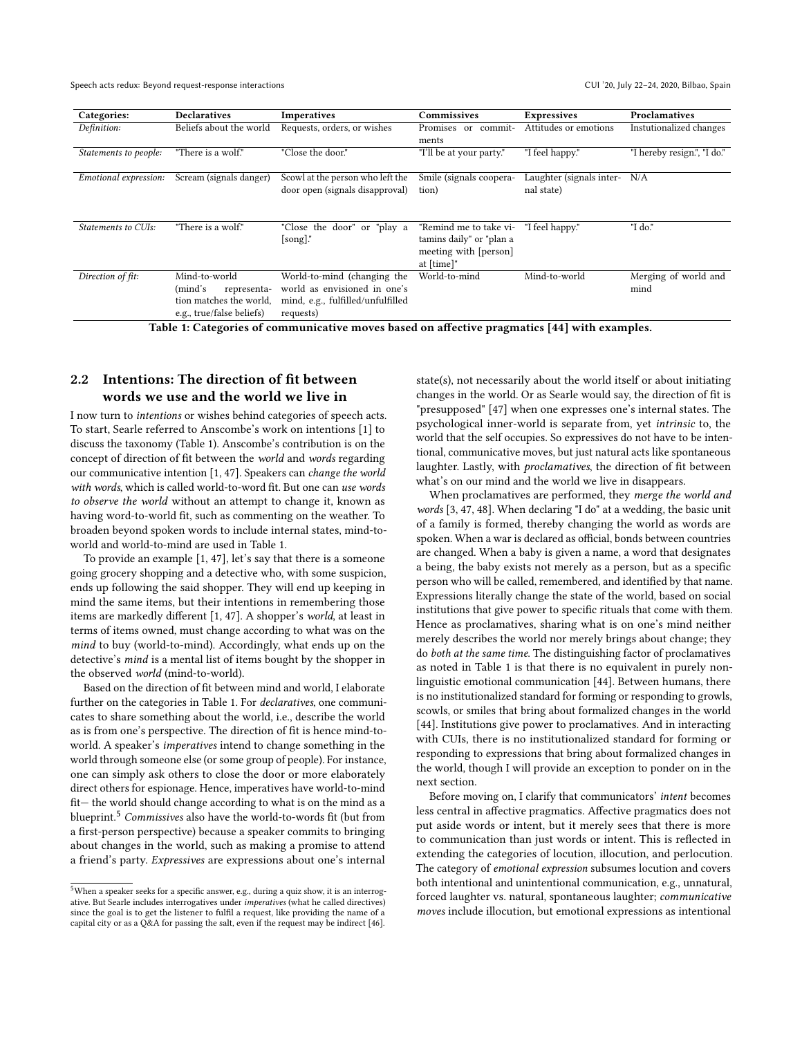| Categories: | Declaratives | Imperatives | Commissives | Expressives | Proclamatives |
|---|---|---|---|---|---|
| *Definition:* | Beliefs about the world | Requests, orders, or wishes | Promises or commitments | Attitudes or emotions | Instutionalized changes |
| *Statements to people:* | "There is a wolf." | "Close the door." | "I'll be at your party." | "I feel happy." | "I hereby resign.", "I do." |
| *Emotional expression:* | Scream (signals danger) | Scowl at the person who left the door open (signals disapproval) | Smile (signals cooperation) | Laughter (signals internal state) | N/A |
| *Statements to CUIs:* | "There is a wolf." | "Close the door" or "play a [song]." | "Remind me to take vitamins daily" or "plan a meeting with [person] at [time]" | "I feel happy." | "I do." |
| *Direction of fit:* | Mind-to-world (mind's representation matches the world, e.g., true/false beliefs) | World-to-mind (changing the world as envisioned in one's mind, e.g., fulfilled/unfulfilled requests) | World-to-mind | Mind-to-world | Merging of world and mind |

**Table 1: Categories of communicative moves based on affective pragmatics [44] with examples.**

## 2.2 Intentions: The direction of fit between words we use and the world we live in

I now turn to *intentions* or wishes behind categories of speech acts. To start, Searle referred to Anscombe's work on intentions [1] to discuss the taxonomy (Table 1). Anscombe's contribution is on the concept of direction of fit between the *world* and *words* regarding our communicative intention [1, 47]. Speakers can *change the world with words*, which is called world-to-word fit. But one can *use words to observe the world* without an attempt to change it, known as having word-to-world fit, such as commenting on the weather. To broaden beyond spoken words to include internal states, mind-to-world and world-to-mind are used in Table 1.

To provide an example [1, 47], let's say that there is a someone going grocery shopping and a detective who, with some suspicion, ends up following the said shopper. They will end up keeping in mind the same items, but their intentions in remembering those items are markedly different [1, 47]. A shopper's *world*, at least in terms of items owned, must change according to what was on the *mind* to buy (world-to-mind). Accordingly, what ends up on the detective's *mind* is a mental list of items bought by the shopper in the observed *world* (mind-to-world).

Based on the direction of fit between mind and world, I elaborate further on the categories in Table 1. For *declaratives*, one communicates to share something about the world, i.e., describe the world as is from one's perspective. The direction of fit is hence mind-to-world. A speaker's *imperatives* intend to change something in the world through someone else (or some group of people). For instance, one can simply ask others to close the door or more elaborately direct others for espionage. Hence, imperatives have world-to-mind fit— the world should change according to what is on the mind as a blueprint.[5] *Commissives* also have the world-to-words fit (but from a first-person perspective) because a speaker commits to bringing about changes in the world, such as making a promise to attend a friend's party. *Expressives* are expressions about one's internal state(s), not necessarily about the world itself or about initiating changes in the world. Or as Searle would say, the direction of fit is "presupposed" [47] when one expresses one's internal states. The psychological inner-world is separate from, yet *intrinsic* to, the world that the self occupies. So expressives do not have to be intentional, communicative moves, but just natural acts like spontaneous laughter. Lastly, with *proclamatives*, the direction of fit between what's on our mind and the world we live in disappears.

When proclamatives are performed, they *merge the world and words* [3, 47, 48]. When declaring "I do" at a wedding, the basic unit of a family is formed, thereby changing the world as words are spoken. When a war is declared as official, bonds between countries are changed. When a baby is given a name, a word that designates a being, the baby exists not merely as a person, but as a specific person who will be called, remembered, and identified by that name. Expressions literally change the state of the world, based on social institutions that give power to specific rituals that come with them. Hence as proclamatives, sharing what is on one's mind neither merely describes the world nor merely brings about change; they do *both at the same time*. The distinguishing factor of proclamatives as noted in Table 1 is that there is no equivalent in purely non-linguistic emotional communication [44]. Between humans, there is no institutionalized standard for forming or responding to growls, scowls, or smiles that bring about formalized changes in the world [44]. Institutions give power to proclamatives. And in interacting with CUIs, there is no institutionalized standard for forming or responding to expressions that bring about formalized changes in the world, though I will provide an exception to ponder on in the next section.

Before moving on, I clarify that communicators' *intent* becomes less central in affective pragmatics. Affective pragmatics does not put aside words or intent, but it merely sees that there is more to communication than just words or intent. This is reflected in extending the categories of locution, illocution, and perlocution. The category of *emotional expression* subsumes locution and covers both intentional and unintentional communication, e.g., unnatural, forced laughter vs. natural, spontaneous laughter; *communicative moves* include illocution, but emotional expressions as intentional

[5] When a speaker seeks for a specific answer, e.g., during a quiz show, it is an interrogative. But Searle includes interrogatives under *imperatives* (what he called directives) since the goal is to get the listener to fulfil a request, like providing the name of a capital city or as a Q&A for passing the salt, even if the request may be indirect [46].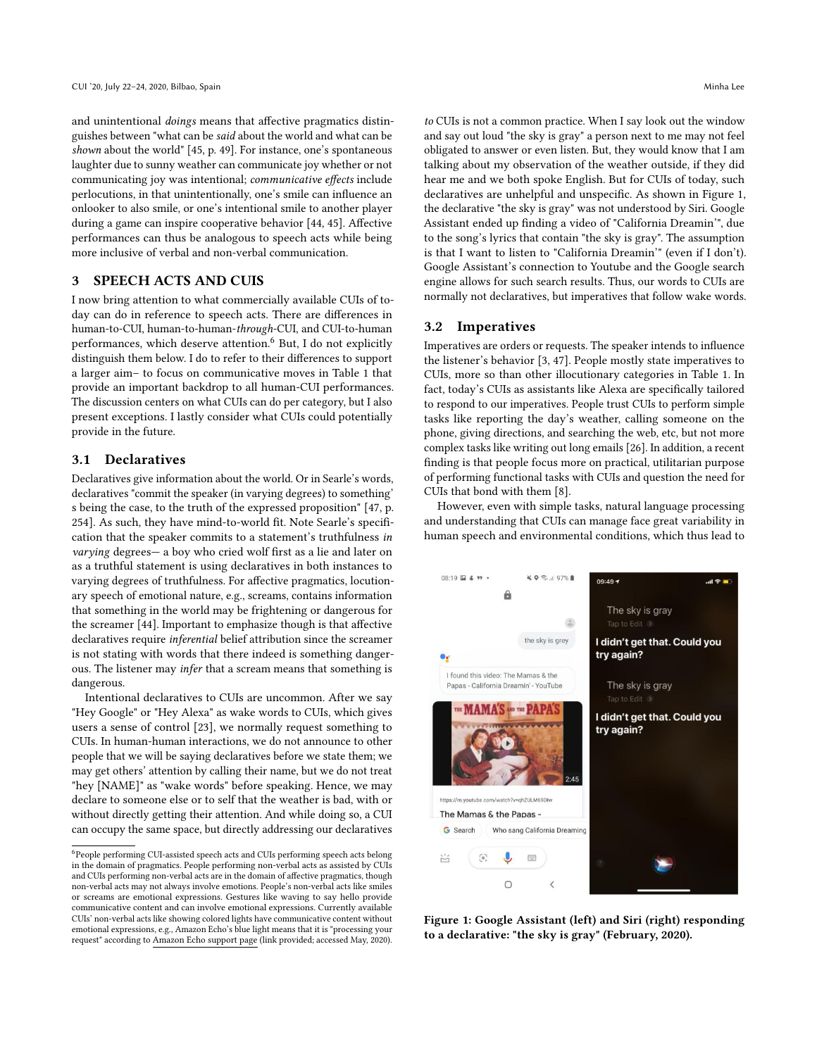and unintentional *doings* means that affective pragmatics distinguishes between "what can be *said* about the world and what can be *shown* about the world" [45, p. 49]. For instance, one's spontaneous laughter due to sunny weather can communicate joy whether or not communicating joy was intentional; *communicative effects* include perlocutions, in that unintentionally, one's smile can influence an onlooker to also smile, or one's intentional smile to another player during a game can inspire cooperative behavior [44, 45]. Affective performances can thus be analogous to speech acts while being more inclusive of verbal and non-verbal communication.

## 3 SPEECH ACTS AND CUIS

I now bring attention to what commercially available CUIs of today can do in reference to speech acts. There are differences in human-to-CUI, human-to-human-*through*-CUI, and CUI-to-human performances, which deserve attention.[6] But, I do not explicitly distinguish them below. I do to refer to their differences to support a larger aim– to focus on communicative moves in Table 1 that provide an important backdrop to all human-CUI performances. The discussion centers on what CUIs can do per category, but I also present exceptions. I lastly consider what CUIs could potentially provide in the future.

### 3.1 Declaratives

Declaratives give information about the world. Or in Searle's words, declaratives "commit the speaker (in varying degrees) to something' s being the case, to the truth of the expressed proposition" [47, p. 254]. As such, they have mind-to-world fit. Note Searle's specification that the speaker commits to a statement's truthfulness *in varying* degrees— a boy who cried wolf first as a lie and later on as a truthful statement is using declaratives in both instances to varying degrees of truthfulness. For affective pragmatics, locutionary speech of emotional nature, e.g., screams, contains information that something in the world may be frightening or dangerous for the screamer [44]. Important to emphasize though is that affective declaratives require *inferential* belief attribution since the screamer is not stating with words that there indeed is something dangerous. The listener may *infer* that a scream means that something is dangerous.

Intentional declaratives to CUIs are uncommon. After we say "Hey Google" or "Hey Alexa" as wake words to CUIs, which gives users a sense of control [23], we normally request something to CUIs. In human-human interactions, we do not announce to other people that we will be saying declaratives before we state them; we may get others' attention by calling their name, but we do not treat "hey [NAME]" as "wake words" before speaking. Hence, we may declare to someone else or to self that the weather is bad, with or without directly getting their attention. And while doing so, a CUI can occupy the same space, but directly addressing our declaratives *to* CUIs is not a common practice. When I say look out the window and say out loud "the sky is gray" a person next to me may not feel obligated to answer or even listen. But, they would know that I am talking about my observation of the weather outside, if they did hear me and we both spoke English. But for CUIs of today, such declaratives are unhelpful and unspecific. As shown in Figure 1, the declarative "the sky is gray" was not understood by Siri. Google Assistant ended up finding a video of "California Dreamin'", due to the song's lyrics that contain "the sky is gray". The assumption is that I want to listen to "California Dreamin'" (even if I don't). Google Assistant's connection to Youtube and the Google search engine allows for such search results. Thus, our words to CUIs are normally not declaratives, but imperatives that follow wake words.

### 3.2 Imperatives

Imperatives are orders or requests. The speaker intends to influence the listener's behavior [3, 47]. People mostly state imperatives to CUIs, more so than other illocutionary categories in Table 1. In fact, today's CUIs as assistants like Alexa are specifically tailored to respond to our imperatives. People trust CUIs to perform simple tasks like reporting the day's weather, calling someone on the phone, giving directions, and searching the web, etc, but not more complex tasks like writing out long emails [26]. In addition, a recent finding is that people focus more on practical, utilitarian purpose of performing functional tasks with CUIs and question the need for CUIs that bond with them [8].

However, even with simple tasks, natural language processing and understanding that CUIs can manage face great variability in human speech and environmental conditions, which thus lead to

**Figure 1: Google Assistant (left) and Siri (right) responding to a declarative: "the sky is gray" (February, 2020).**

[6] People performing CUI-assisted speech acts and CUIs performing speech acts belong in the domain of pragmatics. People performing non-verbal acts as assisted by CUIs and CUIs performing non-verbal acts are in the domain of affective pragmatics, though non-verbal acts may not always involve emotions. People's non-verbal acts like smiles or screams are emotional expressions. Gestures like waving to say hello provide communicative content and can involve emotional expressions. Currently available CUIs' non-verbal acts like showing colored lights have communicative content without emotional expressions, e.g., Amazon Echo's blue light means that it is "processing your request" according to Amazon Echo support page (link provided; accessed May, 2020).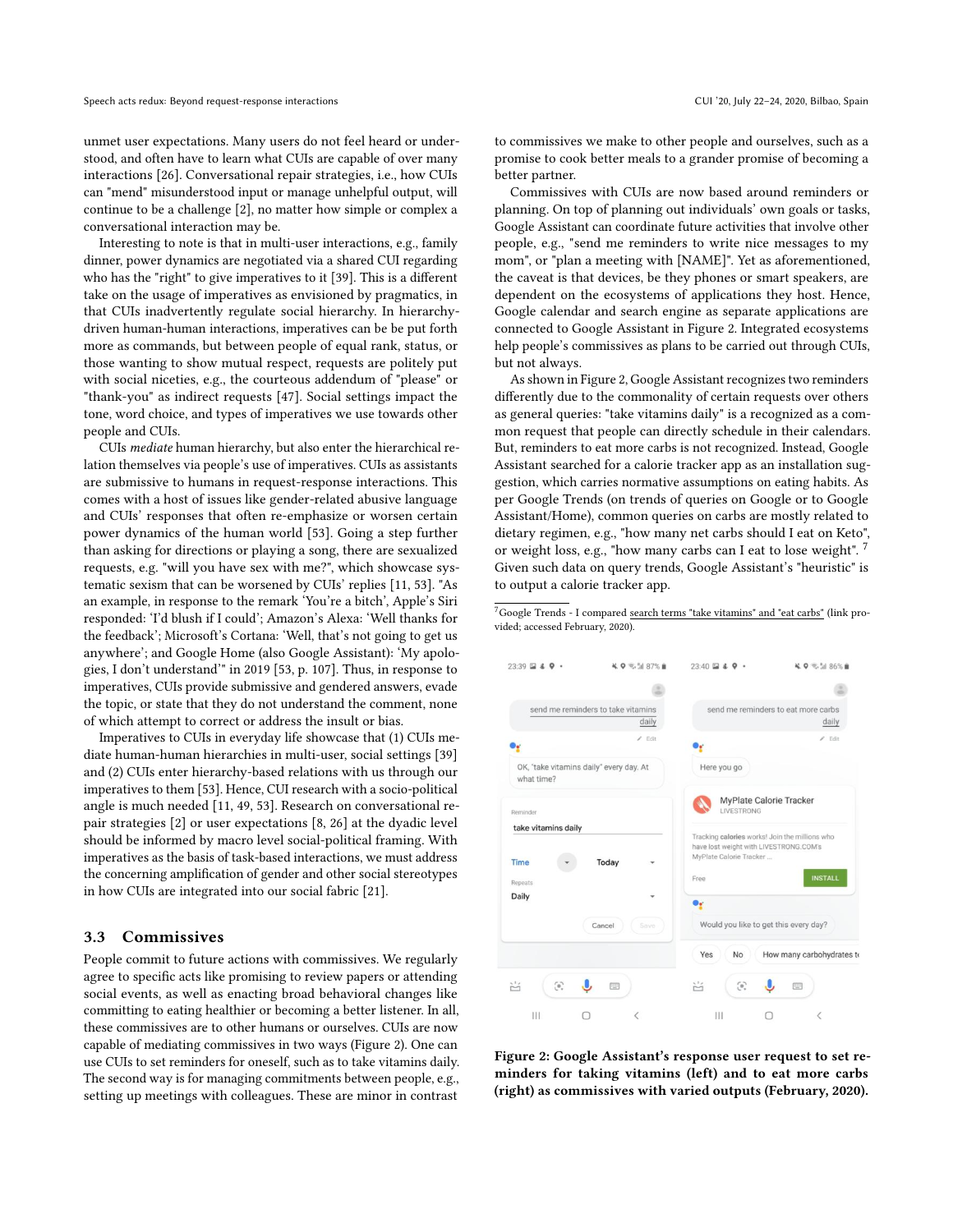unmet user expectations. Many users do not feel heard or understood, and often have to learn what CUIs are capable of over many interactions [26]. Conversational repair strategies, i.e., how CUIs can "mend" misunderstood input or manage unhelpful output, will continue to be a challenge [2], no matter how simple or complex a conversational interaction may be.

Interesting to note is that in multi-user interactions, e.g., family dinner, power dynamics are negotiated via a shared CUI regarding who has the "right" to give imperatives to it [39]. This is a different take on the usage of imperatives as envisioned by pragmatics, in that CUIs inadvertently regulate social hierarchy. In hierarchy-driven human-human interactions, imperatives can be be put forth more as commands, but between people of equal rank, status, or those wanting to show mutual respect, requests are politely put with social niceties, e.g., the courteous addendum of "please" or "thank-you" as indirect requests [47]. Social settings impact the tone, word choice, and types of imperatives we use towards other people and CUIs.

CUIs *mediate* human hierarchy, but also enter the hierarchical relation themselves via people's use of imperatives. CUIs as assistants are submissive to humans in request-response interactions. This comes with a host of issues like gender-related abusive language and CUIs' responses that often re-emphasize or worsen certain power dynamics of the human world [53]. Going a step further than asking for directions or playing a song, there are sexualized requests, e.g. "will you have sex with me?", which showcase systematic sexism that can be worsened by CUIs' replies [11, 53]. "As an example, in response to the remark 'You're a bitch', Apple's Siri responded: 'I'd blush if I could'; Amazon's Alexa: 'Well thanks for the feedback'; Microsoft's Cortana: 'Well, that's not going to get us anywhere'; and Google Home (also Google Assistant): 'My apologies, I don't understand'" in 2019 [53, p. 107]. Thus, in response to imperatives, CUIs provide submissive and gendered answers, evade the topic, or state that they do not understand the comment, none of which attempt to correct or address the insult or bias.

Imperatives to CUIs in everyday life showcase that (1) CUIs mediate human-human hierarchies in multi-user, social settings [39] and (2) CUIs enter hierarchy-based relations with us through our imperatives to them [53]. Hence, CUI research with a socio-political angle is much needed [11, 49, 53]. Research on conversational repair strategies [2] or user expectations [8, 26] at the dyadic level should be informed by macro level social-political framing. With imperatives as the basis of task-based interactions, we must address the concerning amplification of gender and other social stereotypes in how CUIs are integrated into our social fabric [21].

### 3.3 Commissives

People commit to future actions with commissives. We regularly agree to specific acts like promising to review papers or attending social events, as well as enacting broad behavioral changes like committing to eating healthier or becoming a better listener. In all, these commissives are to other humans or ourselves. CUIs are now capable of mediating commissives in two ways (Figure 2). One can use CUIs to set reminders for oneself, such as to take vitamins daily. The second way is for managing commitments between people, e.g., setting up meetings with colleagues. These are minor in contrast to commissives we make to other people and ourselves, such as a promise to cook better meals to a grander promise of becoming a better partner.

Commissives with CUIs are now based around reminders or planning. On top of planning out individuals' own goals or tasks, Google Assistant can coordinate future activities that involve other people, e.g., "send me reminders to write nice messages to my mom", or "plan a meeting with [NAME]". Yet as aforementioned, the caveat is that devices, be they phones or smart speakers, are dependent on the ecosystems of applications they host. Hence, Google calendar and search engine as separate applications are connected to Google Assistant in Figure 2. Integrated ecosystems help people's commissives as plans to be carried out through CUIs, but not always.

As shown in Figure 2, Google Assistant recognizes two reminders differently due to the commonality of certain requests over others as general queries: "take vitamins daily" is a recognized as a common request that people can directly schedule in their calendars. But, reminders to eat more carbs is not recognized. Instead, Google Assistant searched for a calorie tracker app as an installation suggestion, which carries normative assumptions on eating habits. As per Google Trends (on trends of queries on Google or to Google Assistant/Home), common queries on carbs are mostly related to dietary regimen, e.g., "how many net carbs should I eat on Keto", or weight loss, e.g., "how many carbs can I eat to lose weight". [7] Given such data on query trends, Google Assistant's "heuristic" is to output a calorie tracker app.

[7] Google Trends - I compared search terms "take vitamins" and "eat carbs" (link provided; accessed February, 2020).

**Figure 2: Google Assistant's response user request to set reminders for taking vitamins (left) and to eat more carbs (right) as commissives with varied outputs (February, 2020).**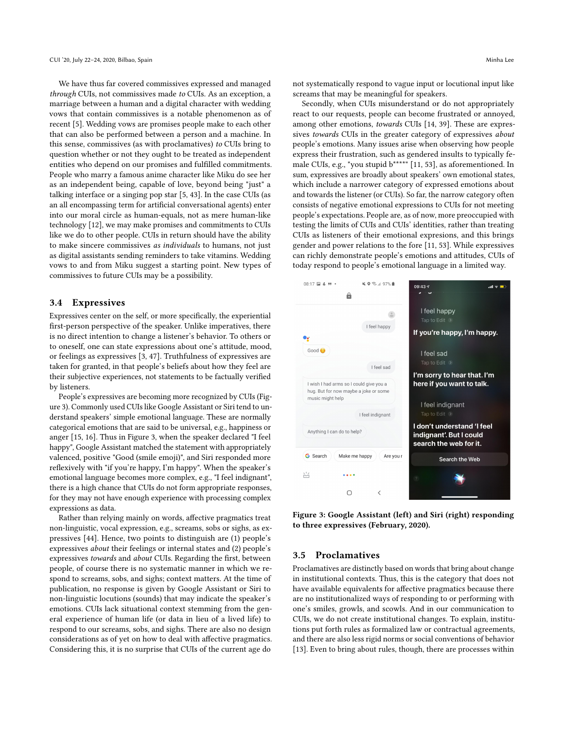We have thus far covered commissives expressed and managed *through* CUIs, not commissives made *to* CUIs. As an exception, a marriage between a human and a digital character with wedding vows that contain commissives is a notable phenomenon as of recent [5]. Wedding vows are promises people make to each other that can also be performed between a person and a machine. In this sense, commissives (as with proclamatives) *to* CUIs bring to question whether or not they ought to be treated as independent entities who depend on our promises and fulfilled commitments. People who marry a famous anime character like Miku do see her as an independent being, capable of love, beyond being "just" a talking interface or a singing pop star [5, 43]. In the case CUIs (as an all encompassing term for artificial conversational agents) enter into our moral circle as human-equals, not as mere human-like technology [12], we may make promises and commitments to CUIs like we do to other people. CUIs in return should have the ability to make sincere commissives *as individuals* to humans, not just as digital assistants sending reminders to take vitamins. Wedding vows to and from Miku suggest a starting point. New types of commissives to future CUIs may be a possibility.

## 3.4 Expressives

Expressives center on the self, or more specifically, the experiential first-person perspective of the speaker. Unlike imperatives, there is no direct intention to change a listener's behavior. To others or to oneself, one can state expressions about one's attitude, mood, or feelings as expressives [3, 47]. Truthfulness of expressives are taken for granted, in that people's beliefs about how they feel are their subjective experiences, not statements to be factually verified by listeners.

People's expressives are becoming more recognized by CUIs (Figure 3). Commonly used CUIs like Google Assistant or Siri tend to understand speakers' simple emotional language. These are normally categorical emotions that are said to be universal, e.g., happiness or anger [15, 16]. Thus in Figure 3, when the speaker declared "I feel happy", Google Assistant matched the statement with appropriately valenced, positive "Good (smile emoji)", and Siri responded more reflexively with "if you're happy, I'm happy". When the speaker's emotional language becomes more complex, e.g., "I feel indignant", there is a high chance that CUIs do not form appropriate responses, for they may not have enough experience with processing complex expressions as data.

Rather than relying mainly on words, affective pragmatics treat non-linguistic, vocal expression, e.g., screams, sobs or sighs, as expressives [44]. Hence, two points to distinguish are (1) people's expressives *about* their feelings or internal states and (2) people's expressives *towards* and *about* CUIs. Regarding the first, between people, of course there is no systematic manner in which we respond to screams, sobs, and sighs; context matters. At the time of publication, no response is given by Google Assistant or Siri to non-linguistic locutions (sounds) that may indicate the speaker's emotions. CUIs lack situational context stemming from the general experience of human life (or data in lieu of a lived life) to respond to our screams, sobs, and sighs. There are also no design considerations as of yet on how to deal with affective pragmatics. Considering this, it is no surprise that CUIs of the current age do not systematically respond to vague input or locutional input like screams that may be meaningful for speakers.

Secondly, when CUIs misunderstand or do not appropriately react to our requests, people can become frustrated or annoyed, among other emotions, *towards* CUIs [14, 39]. These are expressives *towards* CUIs in the greater category of expressives *about* people's emotions. Many issues arise when observing how people express their frustration, such as gendered insults to typically female CUIs, e.g., "you stupid b****" [11, 53], as aforementioned. In sum, expressives are broadly about speakers' own emotional states, which include a narrower category of expressed emotions about and towards the listener (or CUIs). So far, the narrow category often consists of negative emotional expressions to CUIs for not meeting people's expectations. People are, as of now, more preoccupied with testing the limits of CUIs and CUIs' identities, rather than treating CUIs as listeners of their emotional expresions, and this brings gender and power relations to the fore [11, 53]. While expressives can richly demonstrate people's emotions and attitudes, CUIs of today respond to people's emotional language in a limited way.

**Figure 3: Google Assistant (left) and Siri (right) responding to three expressives (February, 2020).**

## 3.5 Proclamatives

Proclamatives are distinctly based on words that bring about change in institutional contexts. Thus, this is the category that does not have available equivalents for affective pragmatics because there are no institutionalized ways of responding to or performing with one's smiles, growls, and scowls. And in our communication to CUIs, we do not create institutional changes. To explain, institutions put forth rules as formalized law or contractual agreements, and there are also less rigid norms or social conventions of behavior [13]. Even to bring about rules, though, there are processes within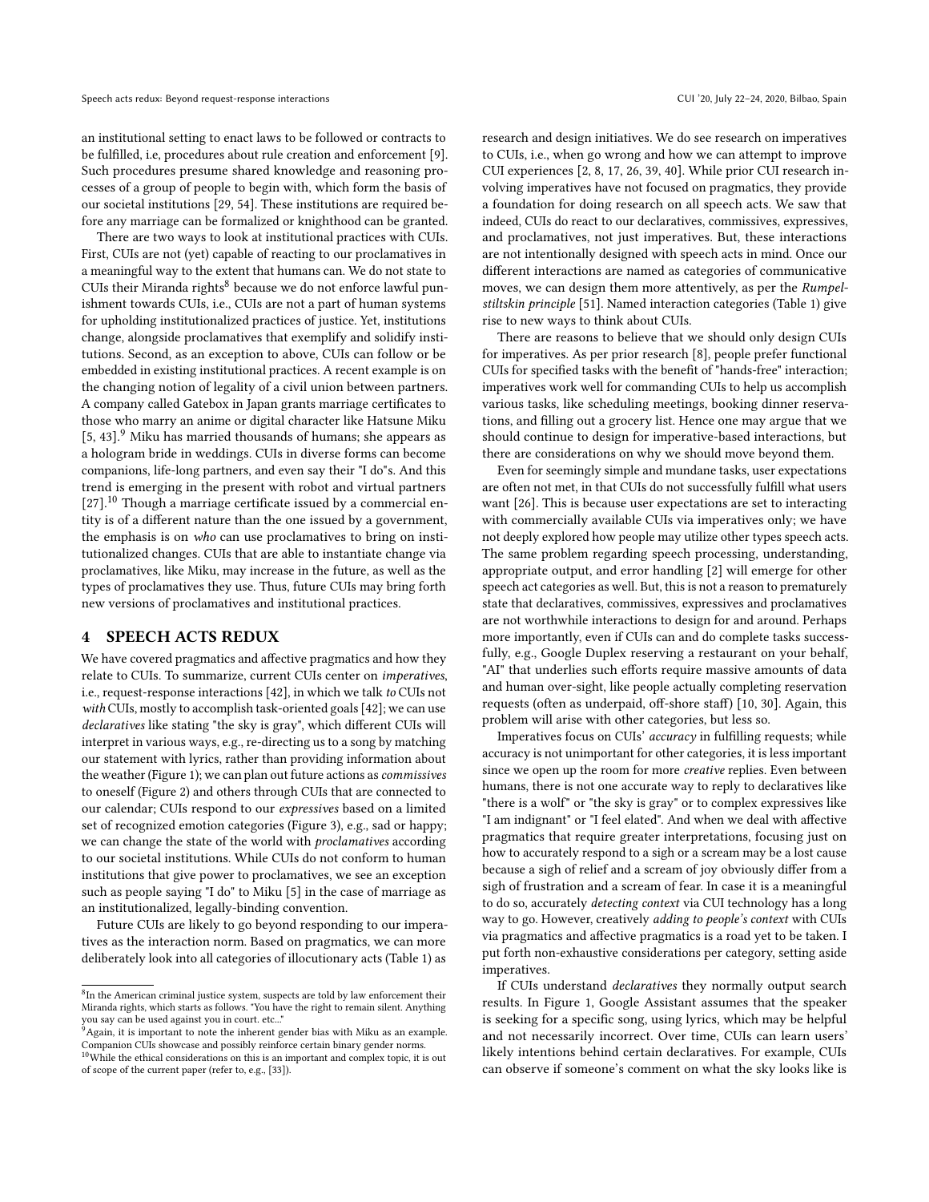an institutional setting to enact laws to be followed or contracts to be fulfilled, i.e, procedures about rule creation and enforcement [9]. Such procedures presume shared knowledge and reasoning processes of a group of people to begin with, which form the basis of our societal institutions [29, 54]. These institutions are required before any marriage can be formalized or knighthood can be granted.

There are two ways to look at institutional practices with CUIs. First, CUIs are not (yet) capable of reacting to our proclamatives in a meaningful way to the extent that humans can. We do not state to CUIs their Miranda rights[8] because we do not enforce lawful punishment towards CUIs, i.e., CUIs are not a part of human systems for upholding institutionalized practices of justice. Yet, institutions change, alongside proclamatives that exemplify and solidify institutions. Second, as an exception to above, CUIs can follow or be embedded in existing institutional practices. A recent example is on the changing notion of legality of a civil union between partners. A company called Gatebox in Japan grants marriage certificates to those who marry an anime or digital character like Hatsune Miku [5, 43].[9] Miku has married thousands of humans; she appears as a hologram bride in weddings. CUIs in diverse forms can become companions, life-long partners, and even say their "I do"s. And this trend is emerging in the present with robot and virtual partners [27].[10] Though a marriage certificate issued by a commercial entity is of a different nature than the one issued by a government, the emphasis is on *who* can use proclamatives to bring on institutionalized changes. CUIs that are able to instantiate change via proclamatives, like Miku, may increase in the future, as well as the types of proclamatives they use. Thus, future CUIs may bring forth new versions of proclamatives and institutional practices.

## 4 SPEECH ACTS REDUX

We have covered pragmatics and affective pragmatics and how they relate to CUIs. To summarize, current CUIs center on *imperatives*, i.e., request-response interactions [42], in which we talk *to* CUIs not *with* CUIs, mostly to accomplish task-oriented goals [42]; we can use *declaratives* like stating "the sky is gray", which different CUIs will interpret in various ways, e.g., re-directing us to a song by matching our statement with lyrics, rather than providing information about the weather (Figure 1); we can plan out future actions as *commissives* to oneself (Figure 2) and others through CUIs that are connected to our calendar; CUIs respond to our *expressives* based on a limited set of recognized emotion categories (Figure 3), e.g., sad or happy; we can change the state of the world with *proclamatives* according to our societal institutions. While CUIs do not conform to human institutions that give power to proclamatives, we see an exception such as people saying "I do" to Miku [5] in the case of marriage as an institutionalized, legally-binding convention.

Future CUIs are likely to go beyond responding to our imperatives as the interaction norm. Based on pragmatics, we can more deliberately look into all categories of illocutionary acts (Table 1) as research and design initiatives. We do see research on imperatives to CUIs, i.e., when go wrong and how we can attempt to improve CUI experiences [2, 8, 17, 26, 39, 40]. While prior CUI research involving imperatives have not focused on pragmatics, they provide a foundation for doing research on all speech acts. We saw that indeed, CUIs do react to our declaratives, commissives, expressives, and proclamatives, not just imperatives. But, these interactions are not intentionally designed with speech acts in mind. Once our different interactions are named as categories of communicative moves, we can design them more attentively, as per the *Rumpelstiltskin principle* [51]. Named interaction categories (Table 1) give rise to new ways to think about CUIs.

There are reasons to believe that we should only design CUIs for imperatives. As per prior research [8], people prefer functional CUIs for specified tasks with the benefit of "hands-free" interaction; imperatives work well for commanding CUIs to help us accomplish various tasks, like scheduling meetings, booking dinner reservations, and filling out a grocery list. Hence one may argue that we should continue to design for imperative-based interactions, but there are considerations on why we should move beyond them.

Even for seemingly simple and mundane tasks, user expectations are often not met, in that CUIs do not successfully fulfill what users want [26]. This is because user expectations are set to interacting with commercially available CUIs via imperatives only; we have not deeply explored how people may utilize other types speech acts. The same problem regarding speech processing, understanding, appropriate output, and error handling [2] will emerge for other speech act categories as well. But, this is not a reason to prematurely state that declaratives, commissives, expressives and proclamatives are not worthwhile interactions to design for and around. Perhaps more importantly, even if CUIs can and do complete tasks successfully, e.g., Google Duplex reserving a restaurant on your behalf, "AI" that underlies such efforts require massive amounts of data and human over-sight, like people actually completing reservation requests (often as underpaid, off-shore staff) [10, 30]. Again, this problem will arise with other categories, but less so.

Imperatives focus on CUIs' *accuracy* in fulfilling requests; while accuracy is not unimportant for other categories, it is less important since we open up the room for more *creative* replies. Even between humans, there is not one accurate way to reply to declaratives like "there is a wolf" or "the sky is gray" or to complex expressives like "I am indignant" or "I feel elated". And when we deal with affective pragmatics that require greater interpretations, focusing just on how to accurately respond to a sigh or a scream may be a lost cause because a sigh of relief and a scream of joy obviously differ from a sigh of frustration and a scream of fear. In case it is a meaningful to do so, accurately *detecting context* via CUI technology has a long way to go. However, creatively *adding to people's context* with CUIs via pragmatics and affective pragmatics is a road yet to be taken. I put forth non-exhaustive considerations per category, setting aside imperatives.

If CUIs understand *declaratives* they normally output search results. In Figure 1, Google Assistant assumes that the speaker is seeking for a specific song, using lyrics, which may be helpful and not necessarily incorrect. Over time, CUIs can learn users' likely intentions behind certain declaratives. For example, CUIs can observe if someone's comment on what the sky looks like is

[8] In the American criminal justice system, suspects are told by law enforcement their Miranda rights, which starts as follows. "You have the right to remain silent. Anything you say can be used against you in court. etc..."

[9] Again, it is important to note the inherent gender bias with Miku as an example. Companion CUIs showcase and possibly reinforce certain binary gender norms.

[10] While the ethical considerations on this is an important and complex topic, it is out of scope of the current paper (refer to, e.g., [33]).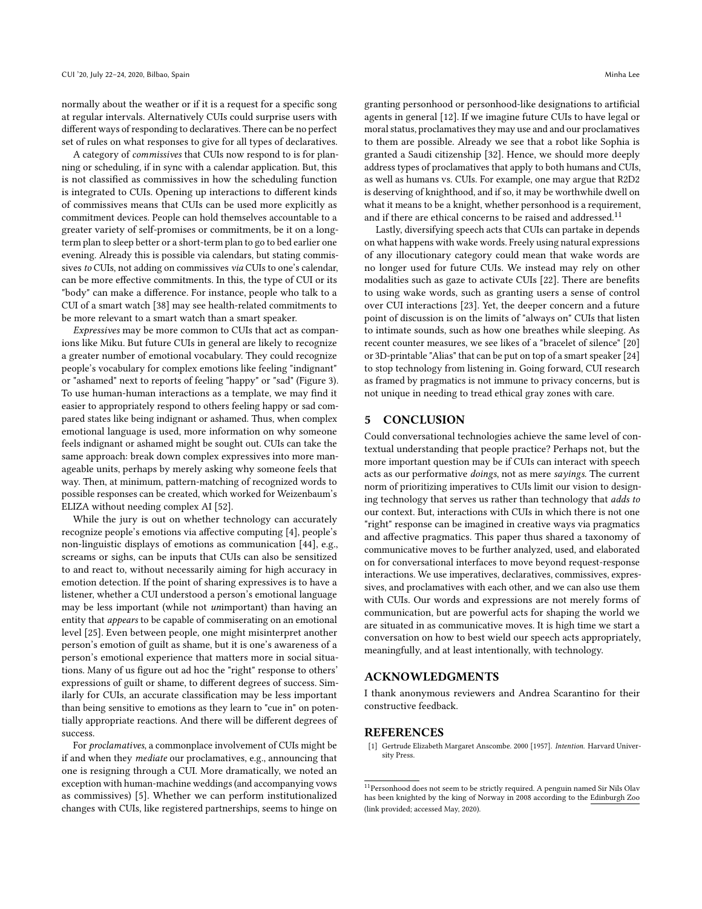normally about the weather or if it is a request for a specific song at regular intervals. Alternatively CUIs could surprise users with different ways of responding to declaratives. There can be no perfect set of rules on what responses to give for all types of declaratives.

A category of *commissives* that CUIs now respond to is for planning or scheduling, if in sync with a calendar application. But, this is not classified as commissives in how the scheduling function is integrated to CUIs. Opening up interactions to different kinds of commissives means that CUIs can be used more explicitly as commitment devices. People can hold themselves accountable to a greater variety of self-promises or commitments, be it on a long-term plan to sleep better or a short-term plan to go to bed earlier one evening. Already this is possible via calendars, but stating commissives *to* CUIs, not adding on commissives *via* CUIs to one's calendar, can be more effective commitments. In this, the type of CUI or its "body" can make a difference. For instance, people who talk to a CUI of a smart watch [38] may see health-related commitments to be more relevant to a smart watch than a smart speaker.

*Expressives* may be more common to CUIs that act as companions like Miku. But future CUIs in general are likely to recognize a greater number of emotional vocabulary. They could recognize people's vocabulary for complex emotions like feeling "indignant" or "ashamed" next to reports of feeling "happy" or "sad" (Figure 3). To use human-human interactions as a template, we may find it easier to appropriately respond to others feeling happy or sad compared states like being indignant or ashamed. Thus, when complex emotional language is used, more information on why someone feels indignant or ashamed might be sought out. CUIs can take the same approach: break down complex expressives into more manageable units, perhaps by merely asking why someone feels that way. Then, at minimum, pattern-matching of recognized words to possible responses can be created, which worked for Weizenbaum's ELIZA without needing complex AI [52].

While the jury is out on whether technology can accurately recognize people's emotions via affective computing [4], people's non-linguistic displays of emotions as communication [44], e.g., screams or sighs, can be inputs that CUIs can also be sensitized to and react to, without necessarily aiming for high accuracy in emotion detection. If the point of sharing expressives is to have a listener, whether a CUI understood a person's emotional language may be less important (while not *un*important) than having an entity that *appears* to be capable of commiserating on an emotional level [25]. Even between people, one might misinterpret another person's emotion of guilt as shame, but it is one's awareness of a person's emotional experience that matters more in social situations. Many of us figure out ad hoc the "right" response to others' expressions of guilt or shame, to different degrees of success. Similarly for CUIs, an accurate classification may be less important than being sensitive to emotions as they learn to "cue in" on potentially appropriate reactions. And there will be different degrees of success.

For *proclamatives*, a commonplace involvement of CUIs might be if and when they *mediate* our proclamatives, e.g., announcing that one is resigning through a CUI. More dramatically, we noted an exception with human-machine weddings (and accompanying vows as commissives) [5]. Whether we can perform institutionalized changes with CUIs, like registered partnerships, seems to hinge on granting personhood or personhood-like designations to artificial agents in general [12]. If we imagine future CUIs to have legal or moral status, proclamatives they may use and and our proclamatives to them are possible. Already we see that a robot like Sophia is granted a Saudi citizenship [32]. Hence, we should more deeply address types of proclamatives that apply to both humans and CUIs, as well as humans vs. CUIs. For example, one may argue that R2D2 is deserving of knighthood, and if so, it may be worthwhile dwell on what it means to be a knight, whether personhood is a requirement, and if there are ethical concerns to be raised and addressed.[11]

Lastly, diversifying speech acts that CUIs can partake in depends on what happens with wake words. Freely using natural expressions of any illocutionary category could mean that wake words are no longer used for future CUIs. We instead may rely on other modalities such as gaze to activate CUIs [22]. There are benefits to using wake words, such as granting users a sense of control over CUI interactions [23]. Yet, the deeper concern and a future point of discussion is on the limits of "always on" CUIs that listen to intimate sounds, such as how one breathes while sleeping. As recent counter measures, we see likes of a "bracelet of silence" [20] or 3D-printable "Alias" that can be put on top of a smart speaker [24] to stop technology from listening in. Going forward, CUI research as framed by pragmatics is not immune to privacy concerns, but is not unique in needing to tread ethical gray zones with care.

## 5 CONCLUSION

Could conversational technologies achieve the same level of contextual understanding that people practice? Perhaps not, but the more important question may be if CUIs can interact with speech acts as our performative *doings*, not as mere *sayings*. The current norm of prioritizing imperatives to CUIs limit our vision to designing technology that serves us rather than technology that *adds to* our context. But, interactions with CUIs in which there is not one "right" response can be imagined in creative ways via pragmatics and affective pragmatics. This paper thus shared a taxonomy of communicative moves to be further analyzed, used, and elaborated on for conversational interfaces to move beyond request-response interactions. We use imperatives, declaratives, commissives, expressives, and proclamatives with each other, and we can also use them with CUIs. Our words and expressions are not merely forms of communication, but are powerful acts for shaping the world we are situated in as communicative moves. It is high time we start a conversation on how to best wield our speech acts appropriately, meaningfully, and at least intentionally, with technology.

## ACKNOWLEDGMENTS

I thank anonymous reviewers and Andrea Scarantino for their constructive feedback.

## REFERENCES

[1] Gertrude Elizabeth Margaret Anscombe. 2000 [1957]. *Intention.* Harvard University Press.

[11] Personhood does not seem to be strictly required. A penguin named Sir Nils Olav has been knighted by the king of Norway in 2008 according to the Edinburgh Zoo (link provided; accessed May, 2020).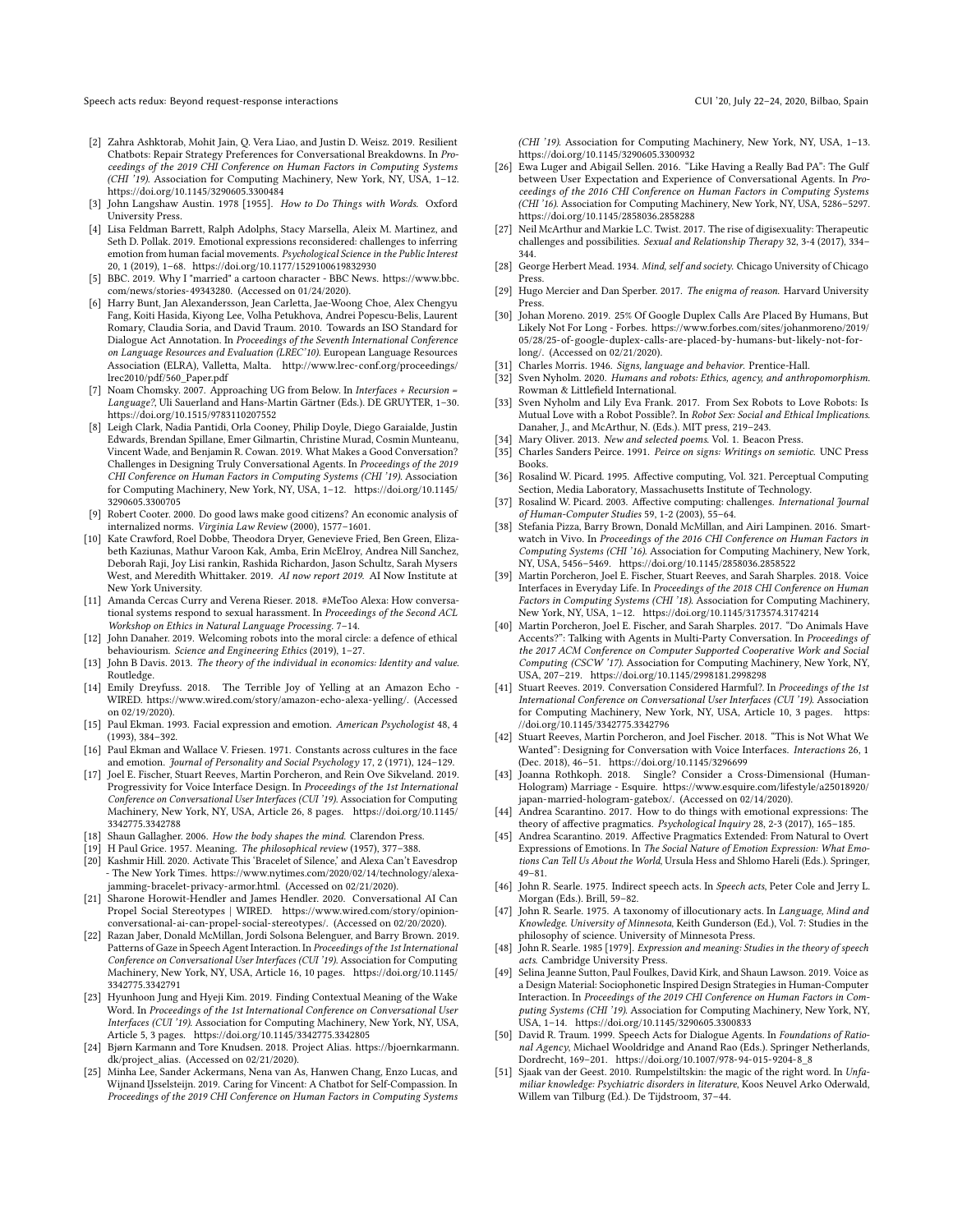[2] Zahra Ashktorab, Mohit Jain, Q. Vera Liao, and Justin D. Weisz. 2019. Resilient Chatbots: Repair Strategy Preferences for Conversational Breakdowns. In *Proceedings of the 2019 CHI Conference on Human Factors in Computing Systems (CHI '19)*. Association for Computing Machinery, New York, NY, USA, 1–12. https://doi.org/10.1145/3290605.3300484

[3] John Langshaw Austin. 1978 [1955]. *How to Do Things with Words*. Oxford University Press.

[4] Lisa Feldman Barrett, Ralph Adolphs, Stacy Marsella, Aleix M. Martinez, and Seth D. Pollak. 2019. Emotional expressions reconsidered: challenges to inferring emotion from human facial movements. *Psychological Science in the Public Interest* 20, 1 (2019), 1–68. https://doi.org/10.1177/1529100619832930

[5] BBC. 2019. Why I "married" a cartoon character - BBC News. https://www.bbc.com/news/stories-49343280. (Accessed on 01/24/2020).

[6] Harry Bunt, Jan Alexandersson, Jean Carletta, Jae-Woong Choe, Alex Chengyu Fang, Koiti Hasida, Kiyong Lee, Volha Petukhova, Andrei Popescu-Belis, Laurent Romary, Claudia Soria, and David Traum. 2010. Towards an ISO Standard for Dialogue Act Annotation. In *Proceedings of the Seventh International Conference on Language Resources and Evaluation (LREC'10)*. European Language Resources Association (ELRA), Valletta, Malta. http://www.lrec-conf.org/proceedings/lrec2010/pdf/560_Paper.pdf

[7] Noam Chomsky. 2007. Approaching UG from Below. In *Interfaces + Recursion = Language?*, Uli Sauerland and Hans-Martin Gärtner (Eds.). DE GRUYTER, 1–30. https://doi.org/10.1515/9783110207552

[8] Leigh Clark, Nadia Pantidi, Orla Cooney, Philip Doyle, Diego Garaialde, Justin Edwards, Brendan Spillane, Emer Gilmartin, Christine Murad, Cosmin Munteanu, Vincent Wade, and Benjamin R. Cowan. 2019. What Makes a Good Conversation? Challenges in Designing Truly Conversational Agents. In *Proceedings of the 2019 CHI Conference on Human Factors in Computing Systems (CHI '19)*. Association for Computing Machinery, New York, NY, USA, 1–12. https://doi.org/10.1145/3290605.3300705

[9] Robert Cooter. 2000. Do good laws make good citizens? An economic analysis of internalized norms. *Virginia Law Review* (2000), 1577–1601.

[10] Kate Crawford, Roel Dobbe, Theodora Dryer, Genevieve Fried, Ben Green, Elizabeth Kaziunas, Mathur Varoon Kak, Amba, Erin McElroy, Andrea Nill Sanchez, Deborah Raji, Joy Lisi rankin, Rashida Richardon, Jason Schultz, Sarah Mysers West, and Meredith Whittaker. 2019. *AI now report 2019.* AI Now Institute at New York University.

[11] Amanda Cercas Curry and Verena Rieser. 2018. #MeToo Alexa: How conversational systems respond to sexual harassment. In *Proceedings of the Second ACL Workshop on Ethics in Natural Language Processing*. 7–14.

[12] John Danaher. 2019. Welcoming robots into the moral circle: a defence of ethical behaviourism. *Science and Engineering Ethics* (2019), 1–27.

[13] John B Davis. 2013. *The theory of the individual in economics: Identity and value.* Routledge.

[14] Emily Dreyfuss. 2018. The Terrible Joy of Yelling at an Amazon Echo - WIRED. https://www.wired.com/story/amazon-echo-alexa-yelling/. (Accessed on 02/19/2020).

[15] Paul Ekman. 1993. Facial expression and emotion. *American Psychologist* 48, 4 (1993), 384–392.

[16] Paul Ekman and Wallace V. Friesen. 1971. Constants across cultures in the face and emotion. *Journal of Personality and Social Psychology* 17, 2 (1971), 124–129.

[17] Joel E. Fischer, Stuart Reeves, Martin Porcheron, and Rein Ove Sikveland. 2019. Progressivity for Voice Interface Design. In *Proceedings of the 1st International Conference on Conversational User Interfaces (CUI '19)*. Association for Computing Machinery, New York, NY, USA, Article 26, 8 pages. https://doi.org/10.1145/3342775.3342788

[18] Shaun Gallagher. 2006. *How the body shapes the mind.* Clarendon Press.

[19] H Paul Grice. 1957. Meaning. *The philosophical review* (1957), 377–388.

[20] Kashmir Hill. 2020. Activate This 'Bracelet of Silence,' and Alexa Can't Eavesdrop - The New York Times. https://www.nytimes.com/2020/02/14/technology/alexa-jamming-bracelet-privacy-armor.html. (Accessed on 02/21/2020).

[21] Sharone Horowit-Hendler and James Hendler. 2020. Conversational AI Can Propel Social Stereotypes | WIRED. https://www.wired.com/story/opinion-conversational-ai-can-propel-social-stereotypes/. (Accessed on 02/20/2020).

[22] Razan Jaber, Donald McMillan, Jordi Solsona Belenguer, and Barry Brown. 2019. Patterns of Gaze in Speech Agent Interaction. In *Proceedings of the 1st International Conference on Conversational User Interfaces (CUI '19)*. Association for Computing Machinery, New York, NY, USA, Article 16, 10 pages. https://doi.org/10.1145/3342775.3342791

[23] Hyunhoon Jung and Hyeji Kim. 2019. Finding Contextual Meaning of the Wake Word. In *Proceedings of the 1st International Conference on Conversational User Interfaces (CUI '19)*. Association for Computing Machinery, New York, NY, USA, Article 5, 3 pages. https://doi.org/10.1145/3342775.3342805

[24] Bjørn Karmann and Tore Knudsen. 2018. Project Alias. https://bjoernkarmann.dk/project_alias. (Accessed on 02/21/2020).

[25] Minha Lee, Sander Ackermans, Nena van As, Hanwen Chang, Enzo Lucas, and Wijnand IJsselsteijn. 2019. Caring for Vincent: A Chatbot for Self-Compassion. In *Proceedings of the 2019 CHI Conference on Human Factors in Computing Systems (CHI '19)*. Association for Computing Machinery, New York, NY, USA, 1–13. https://doi.org/10.1145/3290605.3300932

[26] Ewa Luger and Abigail Sellen. 2016. "Like Having a Really Bad PA": The Gulf between User Expectation and Experience of Conversational Agents. In *Proceedings of the 2016 CHI Conference on Human Factors in Computing Systems (CHI '16)*. Association for Computing Machinery, New York, NY, USA, 5286–5297. https://doi.org/10.1145/2858036.2858288

[27] Neil McArthur and Markie L.C. Twist. 2017. The rise of digisexuality: Therapeutic challenges and possibilities. *Sexual and Relationship Therapy* 32, 3-4 (2017), 334–344.

[28] George Herbert Mead. 1934. *Mind, self and society.* Chicago University of Chicago Press.

[29] Hugo Mercier and Dan Sperber. 2017. *The enigma of reason.* Harvard University Press.

[30] Johan Moreno. 2019. 25% Of Google Duplex Calls Are Placed By Humans, But Likely Not For Long - Forbes. https://www.forbes.com/sites/johanmoreno/2019/05/28/25-of-google-duplex-calls-are-placed-by-humans-but-likely-not-for-long/. (Accessed on 02/21/2020).

[31] Charles Morris. 1946. *Signs, language and behavior.* Prentice-Hall.

[32] Sven Nyholm. 2020. *Humans and robots: Ethics, agency, and anthropomorphism.* Rowman & Littlefield International.

[33] Sven Nyholm and Lily Eva Frank. 2017. From Sex Robots to Love Robots: Is Mutual Love with a Robot Possible?. In *Robot Sex: Social and Ethical Implications*. Danaher, J., and McArthur, N. (Eds.). MIT press, 219–243.

[34] Mary Oliver. 2013. *New and selected poems.* Vol. 1. Beacon Press.

[35] Charles Sanders Peirce. 1991. *Peirce on signs: Writings on semiotic.* UNC Press Books.

[36] Rosalind W. Picard. 1995. Affective computing, Vol. 321. Perceptual Computing Section, Media Laboratory, Massachusetts Institute of Technology.

[37] Rosalind W. Picard. 2003. Affective computing: challenges. *International Journal of Human-Computer Studies* 59, 1-2 (2003), 55–64.

[38] Stefania Pizza, Barry Brown, Donald McMillan, and Airi Lampinen. 2016. Smartwatch in Vivo. In *Proceedings of the 2016 CHI Conference on Human Factors in Computing Systems (CHI '16)*. Association for Computing Machinery, New York, NY, USA, 5456–5469. https://doi.org/10.1145/2858036.2858522

[39] Martin Porcheron, Joel E. Fischer, Stuart Reeves, and Sarah Sharples. 2018. Voice Interfaces in Everyday Life. In *Proceedings of the 2018 CHI Conference on Human Factors in Computing Systems (CHI '18)*. Association for Computing Machinery, New York, NY, USA, 1–12. https://doi.org/10.1145/3173574.3174214

[40] Martin Porcheron, Joel E. Fischer, and Sarah Sharples. 2017. "Do Animals Have Accents?": Talking with Agents in Multi-Party Conversation. In *Proceedings of the 2017 ACM Conference on Computer Supported Cooperative Work and Social Computing (CSCW '17)*. Association for Computing Machinery, New York, NY, USA, 207–219. https://doi.org/10.1145/2998181.2998298

[41] Stuart Reeves. 2019. Conversation Considered Harmful?. In *Proceedings of the 1st International Conference on Conversational User Interfaces (CUI '19)*. Association for Computing Machinery, New York, NY, USA, Article 10, 3 pages. https://doi.org/10.1145/3342775.3342796

[42] Stuart Reeves, Martin Porcheron, and Joel Fischer. 2018. "This is Not What We Wanted": Designing for Conversation with Voice Interfaces. *Interactions* 26, 1 (Dec. 2018), 46–51. https://doi.org/10.1145/3296699

[43] Joanna Rothkoph. 2018. Single? Consider a Cross-Dimensional (Human-Hologram) Marriage - Esquire. https://www.esquire.com/lifestyle/a25018920/japan-married-hologram-gatebox/. (Accessed on 02/14/2020).

[44] Andrea Scarantino. 2017. How to do things with emotional expressions: The theory of affective pragmatics. *Psychological Inquiry* 28, 2-3 (2017), 165–185.

[45] Andrea Scarantino. 2019. Affective Pragmatics Extended: From Natural to Overt Expressions of Emotions. In *The Social Nature of Emotion Expression: What Emotions Can Tell Us About the World*, Ursula Hess and Shlomo Hareli (Eds.). Springer, 49–81.

[46] John R. Searle. 1975. Indirect speech acts. In *Speech acts*, Peter Cole and Jerry L. Morgan (Eds.). Brill, 59–82.

[47] John R. Searle. 1975. A taxonomy of illocutionary acts. In *Language, Mind and Knowledge. University of Minnesota*, Keith Gunderson (Ed.), Vol. 7: Studies in the philosophy of science. University of Minnesota Press.

[48] John R. Searle. 1985 [1979]. *Expression and meaning: Studies in the theory of speech acts.* Cambridge University Press.

[49] Selina Jeanne Sutton, Paul Foulkes, David Kirk, and Shaun Lawson. 2019. Voice as a Design Material: Sociophonetic Inspired Design Strategies in Human-Computer Interaction. In *Proceedings of the 2019 CHI Conference on Human Factors in Computing Systems (CHI '19)*. Association for Computing Machinery, New York, NY, USA, 1–14. https://doi.org/10.1145/3290605.3300833

[50] David R. Traum. 1999. Speech Acts for Dialogue Agents. In *Foundations of Rational Agency*, Michael Wooldridge and Anand Rao (Eds.). Springer Netherlands, Dordrecht, 169–201. https://doi.org/10.1007/978-94-015-9204-8_8

[51] Sjaak van der Geest. 2010. Rumpelstiltskin: the magic of the right word. In *Unfamiliar knowledge: Psychiatric disorders in literature*, Koos Neuvel Arko Oderwald, Willem van Tilburg (Ed.). De Tijdstroom, 37–44.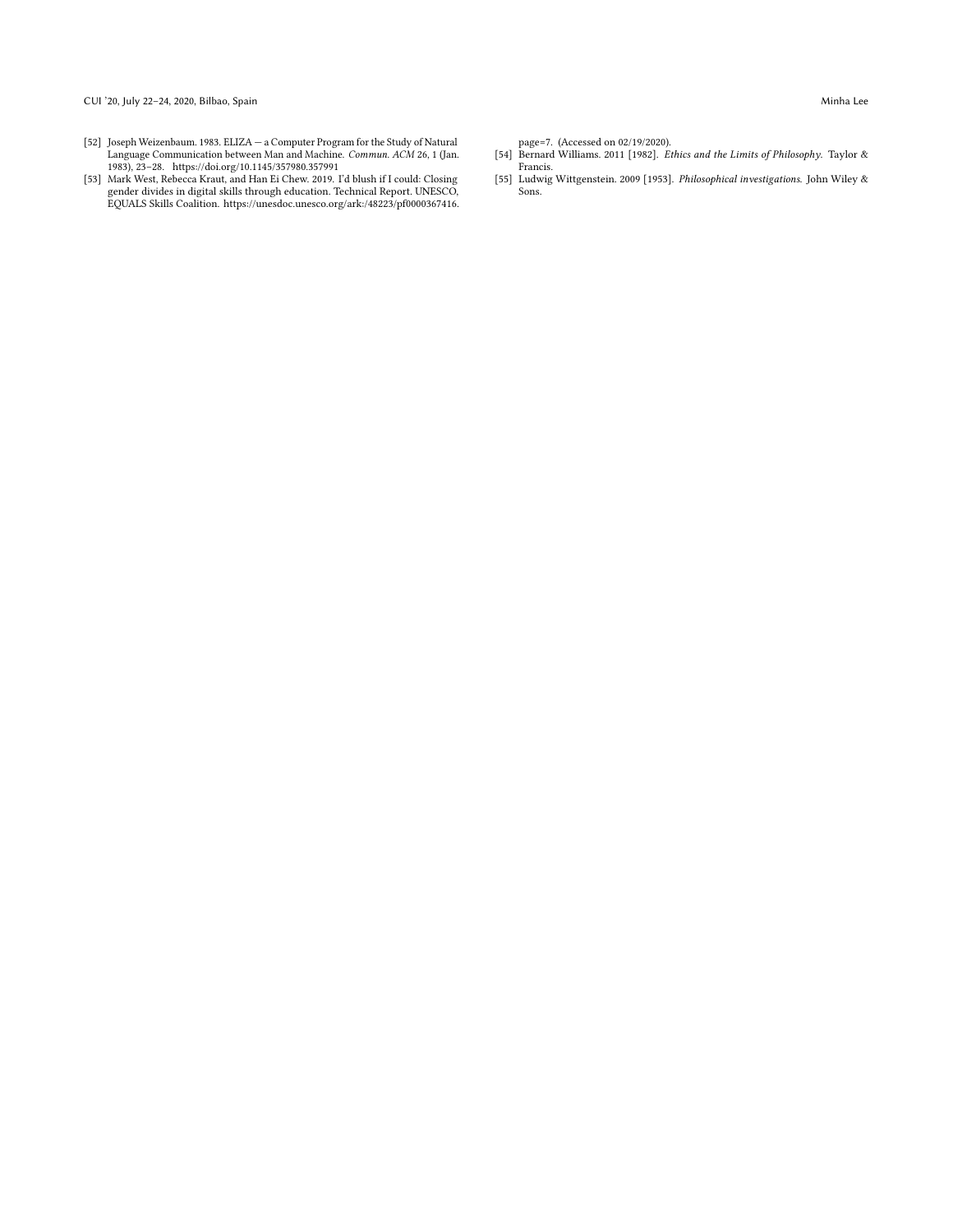- [52] Joseph Weizenbaum. 1983. ELIZA — a Computer Program for the Study of Natural Language Communication between Man and Machine. *Commun. ACM* 26, 1 (Jan. 1983), 23–28. https://doi.org/10.1145/357980.357991
- [53] Mark West, Rebecca Kraut, and Han Ei Chew. 2019. I'd blush if I could: Closing gender divides in digital skills through education. Technical Report. UNESCO, EQUALS Skills Coalition. https://unesdoc.unesco.org/ark:/48223/pf0000367416.page=7. (Accessed on 02/19/2020).
- [54] Bernard Williams. 2011 [1982]. *Ethics and the Limits of Philosophy*. Taylor & Francis.
- [55] Ludwig Wittgenstein. 2009 [1953]. *Philosophical investigations*. John Wiley & Sons.